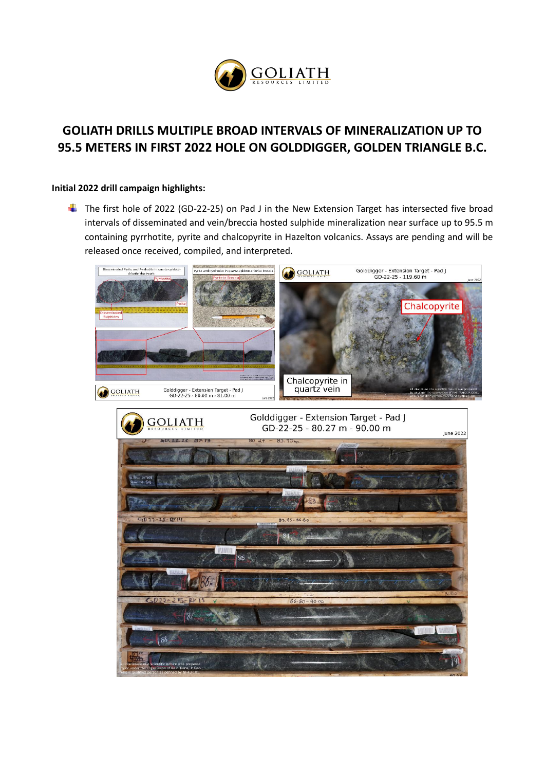# GOLIATH DRILLS MULTIPLE BROAD INTERVALS OF MINERALIZATION UP TO 95.5 METERS IN FIRST 2022 HOLE ON GOLDDIGGER, GOLDEN TRIANGLE B.C.

**Initial 2022 drill campaign highlights:**

- The first hole of 2022 (GD-22-25) on Pad J in the New Extension Target has intersected five broad intervals of disseminated and vein/breccia hosted sulphide mineralization near surface up to 95.5 m containing pyrrhotite, pyrite and chalcopyrite in Hazelton volcanics. Assays are pending and will be released once received, compiled, and interpreted.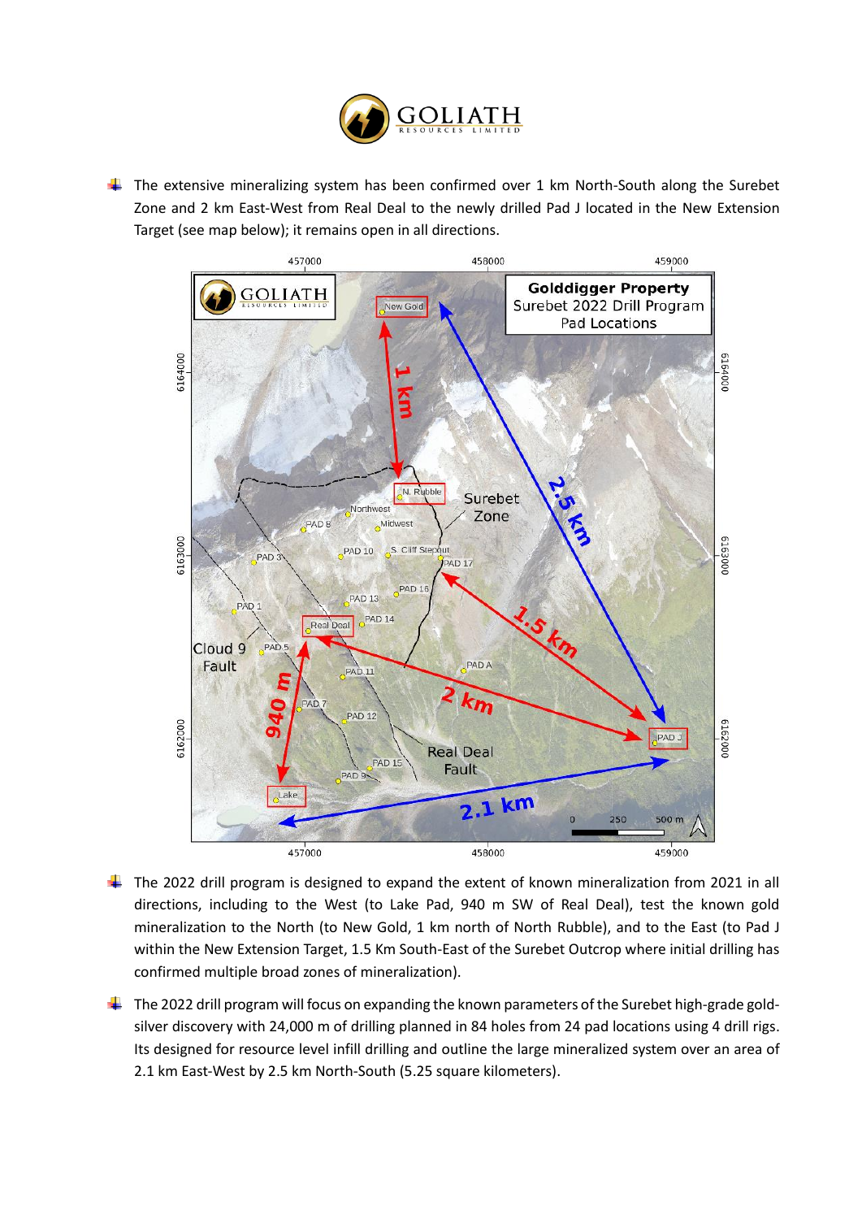- The extensive mineralizing system has been confirmed over 1 km North-South along the Surebet Zone and 2 km East-West from Real Deal to the newly drilled Pad J located in the New Extension Target (see map below); it remains open in all directions.

- The 2022 drill program is designed to expand the extent of known mineralization from 2021 in all directions, including to the West (to Lake Pad, 940 m SW of Real Deal), test the known gold mineralization to the North (to New Gold, 1 km north of North Rubble), and to the East (to Pad J within the New Extension Target, 1.5 Km South-East of the Surebet Outcrop where initial drilling has confirmed multiple broad zones of mineralization).

- The 2022 drill program will focus on expanding the known parameters of the Surebet high-grade gold-silver discovery with 24,000 m of drilling planned in 84 holes from 24 pad locations using 4 drill rigs. Its designed for resource level infill drilling and outline the large mineralized system over an area of 2.1 km East-West by 2.5 km North-South (5.25 square kilometers).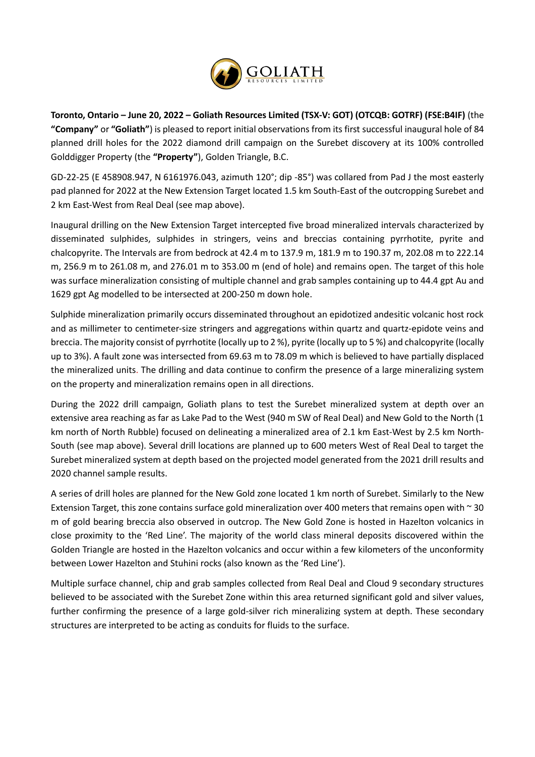**Toronto, Ontario – June 20, 2022 – Goliath Resources Limited (TSX-V: GOT) (OTCQB: GOTRF) (FSE:B4IF)** (the **"Company"** or **"Goliath"**) is pleased to report initial observations from its first successful inaugural hole of 84 planned drill holes for the 2022 diamond drill campaign on the Surebet discovery at its 100% controlled Golddigger Property (the **"Property"**), Golden Triangle, B.C.

GD-22-25 (E 458908.947, N 6161976.043, azimuth 120°; dip -85°) was collared from Pad J the most easterly pad planned for 2022 at the New Extension Target located 1.5 km South-East of the outcropping Surebet and 2 km East-West from Real Deal (see map above).

Inaugural drilling on the New Extension Target intercepted five broad mineralized intervals characterized by disseminated sulphides, sulphides in stringers, veins and breccias containing pyrrhotite, pyrite and chalcopyrite. The Intervals are from bedrock at 42.4 m to 137.9 m, 181.9 m to 190.37 m, 202.08 m to 222.14 m, 256.9 m to 261.08 m, and 276.01 m to 353.00 m (end of hole) and remains open. The target of this hole was surface mineralization consisting of multiple channel and grab samples containing up to 44.4 gpt Au and 1629 gpt Ag modelled to be intersected at 200-250 m down hole.

Sulphide mineralization primarily occurs disseminated throughout an epidotized andesitic volcanic host rock and as millimeter to centimeter-size stringers and aggregations within quartz and quartz-epidote veins and breccia. The majority consist of pyrrhotite (locally up to 2 %), pyrite (locally up to 5 %) and chalcopyrite (locally up to 3%). A fault zone was intersected from 69.63 m to 78.09 m which is believed to have partially displaced the mineralized units. The drilling and data continue to confirm the presence of a large mineralizing system on the property and mineralization remains open in all directions.

During the 2022 drill campaign, Goliath plans to test the Surebet mineralized system at depth over an extensive area reaching as far as Lake Pad to the West (940 m SW of Real Deal) and New Gold to the North (1 km north of North Rubble) focused on delineating a mineralized area of 2.1 km East-West by 2.5 km North-South (see map above). Several drill locations are planned up to 600 meters West of Real Deal to target the Surebet mineralized system at depth based on the projected model generated from the 2021 drill results and 2020 channel sample results.

A series of drill holes are planned for the New Gold zone located 1 km north of Surebet. Similarly to the New Extension Target, this zone contains surface gold mineralization over 400 meters that remains open with ~ 30 m of gold bearing breccia also observed in outcrop. The New Gold Zone is hosted in Hazelton volcanics in close proximity to the 'Red Line'. The majority of the world class mineral deposits discovered within the Golden Triangle are hosted in the Hazelton volcanics and occur within a few kilometers of the unconformity between Lower Hazelton and Stuhini rocks (also known as the 'Red Line').

Multiple surface channel, chip and grab samples collected from Real Deal and Cloud 9 secondary structures believed to be associated with the Surebet Zone within this area returned significant gold and silver values, further confirming the presence of a large gold-silver rich mineralizing system at depth. These secondary structures are interpreted to be acting as conduits for fluids to the surface.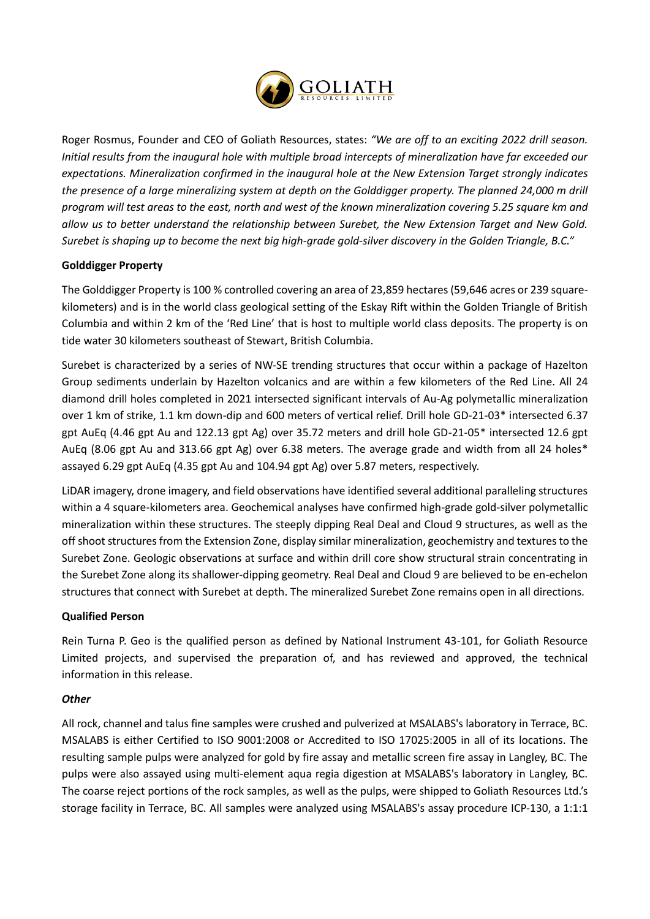Roger Rosmus, Founder and CEO of Goliath Resources, states: *"We are off to an exciting 2022 drill season. Initial results from the inaugural hole with multiple broad intercepts of mineralization have far exceeded our expectations. Mineralization confirmed in the inaugural hole at the New Extension Target strongly indicates the presence of a large mineralizing system at depth on the Golddigger property. The planned 24,000 m drill program will test areas to the east, north and west of the known mineralization covering 5.25 square km and allow us to better understand the relationship between Surebet, the New Extension Target and New Gold. Surebet is shaping up to become the next big high-grade gold-silver discovery in the Golden Triangle, B.C."*

**Golddigger Property**

The Golddigger Property is 100 % controlled covering an area of 23,859 hectares (59,646 acres or 239 square-kilometers) and is in the world class geological setting of the Eskay Rift within the Golden Triangle of British Columbia and within 2 km of the 'Red Line' that is host to multiple world class deposits. The property is on tide water 30 kilometers southeast of Stewart, British Columbia.

Surebet is characterized by a series of NW-SE trending structures that occur within a package of Hazelton Group sediments underlain by Hazelton volcanics and are within a few kilometers of the Red Line. All 24 diamond drill holes completed in 2021 intersected significant intervals of Au-Ag polymetallic mineralization over 1 km of strike, 1.1 km down-dip and 600 meters of vertical relief. Drill hole GD-21-03* intersected 6.37 gpt AuEq (4.46 gpt Au and 122.13 gpt Ag) over 35.72 meters and drill hole GD-21-05* intersected 12.6 gpt AuEq (8.06 gpt Au and 313.66 gpt Ag) over 6.38 meters. The average grade and width from all 24 holes* assayed 6.29 gpt AuEq (4.35 gpt Au and 104.94 gpt Ag) over 5.87 meters, respectively.

LiDAR imagery, drone imagery, and field observations have identified several additional paralleling structures within a 4 square-kilometers area. Geochemical analyses have confirmed high-grade gold-silver polymetallic mineralization within these structures. The steeply dipping Real Deal and Cloud 9 structures, as well as the off shoot structures from the Extension Zone, display similar mineralization, geochemistry and textures to the Surebet Zone. Geologic observations at surface and within drill core show structural strain concentrating in the Surebet Zone along its shallower-dipping geometry. Real Deal and Cloud 9 are believed to be en-echelon structures that connect with Surebet at depth. The mineralized Surebet Zone remains open in all directions.

**Qualified Person**

Rein Turna P. Geo is the qualified person as defined by National Instrument 43-101, for Goliath Resource Limited projects, and supervised the preparation of, and has reviewed and approved, the technical information in this release.

***Other***

All rock, channel and talus fine samples were crushed and pulverized at MSALABS's laboratory in Terrace, BC. MSALABS is either Certified to ISO 9001:2008 or Accredited to ISO 17025:2005 in all of its locations. The resulting sample pulps were analyzed for gold by fire assay and metallic screen fire assay in Langley, BC. The pulps were also assayed using multi-element aqua regia digestion at MSALABS's laboratory in Langley, BC. The coarse reject portions of the rock samples, as well as the pulps, were shipped to Goliath Resources Ltd.'s storage facility in Terrace, BC. All samples were analyzed using MSALABS's assay procedure ICP-130, a 1:1:1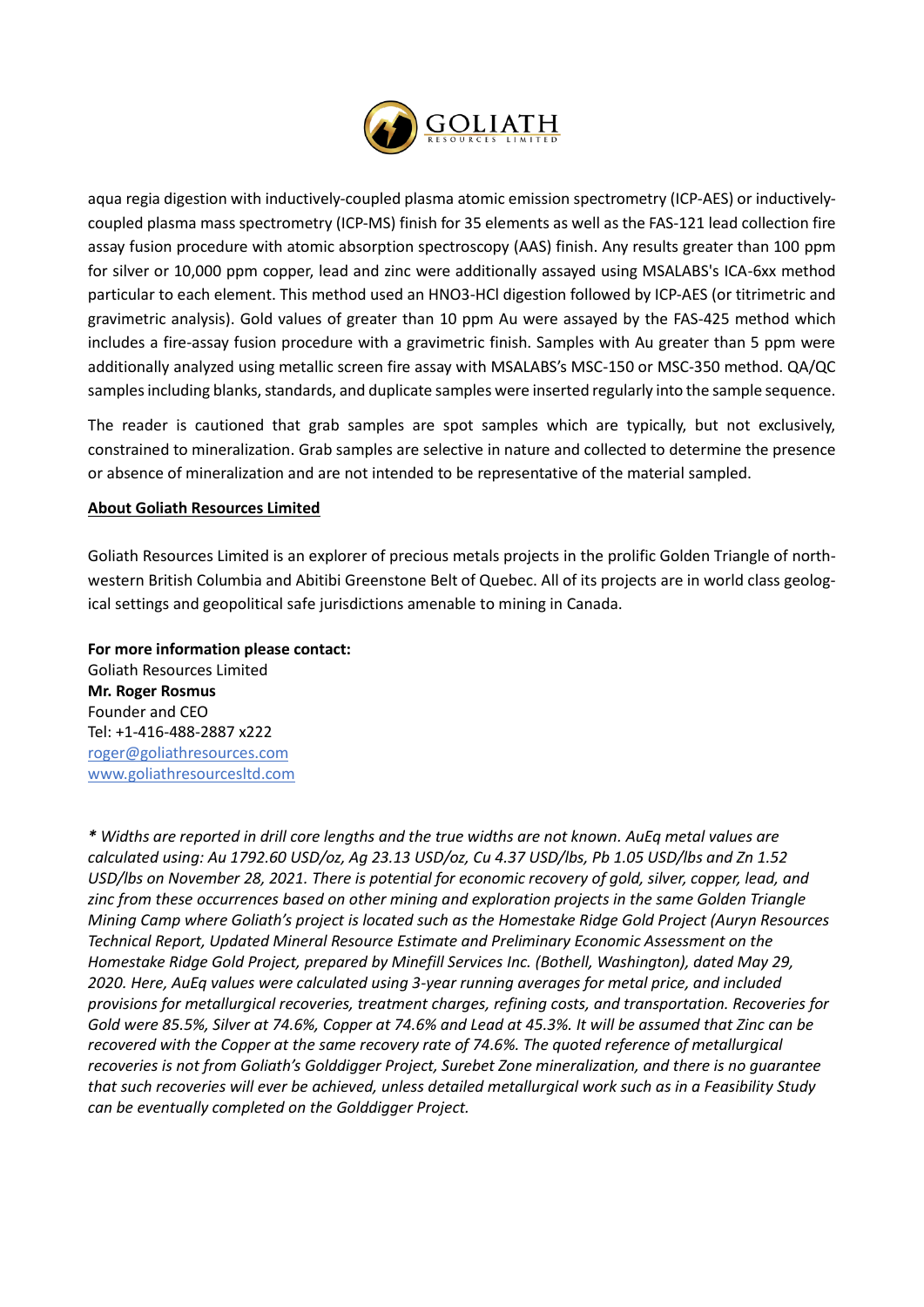aqua regia digestion with inductively-coupled plasma atomic emission spectrometry (ICP-AES) or inductively-coupled plasma mass spectrometry (ICP-MS) finish for 35 elements as well as the FAS-121 lead collection fire assay fusion procedure with atomic absorption spectroscopy (AAS) finish. Any results greater than 100 ppm for silver or 10,000 ppm copper, lead and zinc were additionally assayed using MSALABS's ICA-6xx method particular to each element. This method used an HNO3-HCl digestion followed by ICP-AES (or titrimetric and gravimetric analysis). Gold values of greater than 10 ppm Au were assayed by the FAS-425 method which includes a fire-assay fusion procedure with a gravimetric finish. Samples with Au greater than 5 ppm were additionally analyzed using metallic screen fire assay with MSALABS's MSC-150 or MSC-350 method. QA/QC samples including blanks, standards, and duplicate samples were inserted regularly into the sample sequence.

The reader is cautioned that grab samples are spot samples which are typically, but not exclusively, constrained to mineralization. Grab samples are selective in nature and collected to determine the presence or absence of mineralization and are not intended to be representative of the material sampled.

**About Goliath Resources Limited**

Goliath Resources Limited is an explorer of precious metals projects in the prolific Golden Triangle of north-western British Columbia and Abitibi Greenstone Belt of Quebec. All of its projects are in world class geological settings and geopolitical safe jurisdictions amenable to mining in Canada.

**For more information please contact:**
Goliath Resources Limited
**Mr. Roger Rosmus**
Founder and CEO
Tel: +1-416-488-2887 x222
roger@goliathresources.com
www.goliathresourcesltd.com

*\* Widths are reported in drill core lengths and the true widths are not known. AuEq metal values are calculated using: Au 1792.60 USD/oz, Ag 23.13 USD/oz, Cu 4.37 USD/lbs, Pb 1.05 USD/lbs and Zn 1.52 USD/lbs on November 28, 2021. There is potential for economic recovery of gold, silver, copper, lead, and zinc from these occurrences based on other mining and exploration projects in the same Golden Triangle Mining Camp where Goliath's project is located such as the Homestake Ridge Gold Project (Auryn Resources Technical Report, Updated Mineral Resource Estimate and Preliminary Economic Assessment on the Homestake Ridge Gold Project, prepared by Minefill Services Inc. (Bothell, Washington), dated May 29, 2020. Here, AuEq values were calculated using 3-year running averages for metal price, and included provisions for metallurgical recoveries, treatment charges, refining costs, and transportation. Recoveries for Gold were 85.5%, Silver at 74.6%, Copper at 74.6% and Lead at 45.3%. It will be assumed that Zinc can be recovered with the Copper at the same recovery rate of 74.6%. The quoted reference of metallurgical recoveries is not from Goliath's Golddigger Project, Surebet Zone mineralization, and there is no guarantee that such recoveries will ever be achieved, unless detailed metallurgical work such as in a Feasibility Study can be eventually completed on the Golddigger Project.*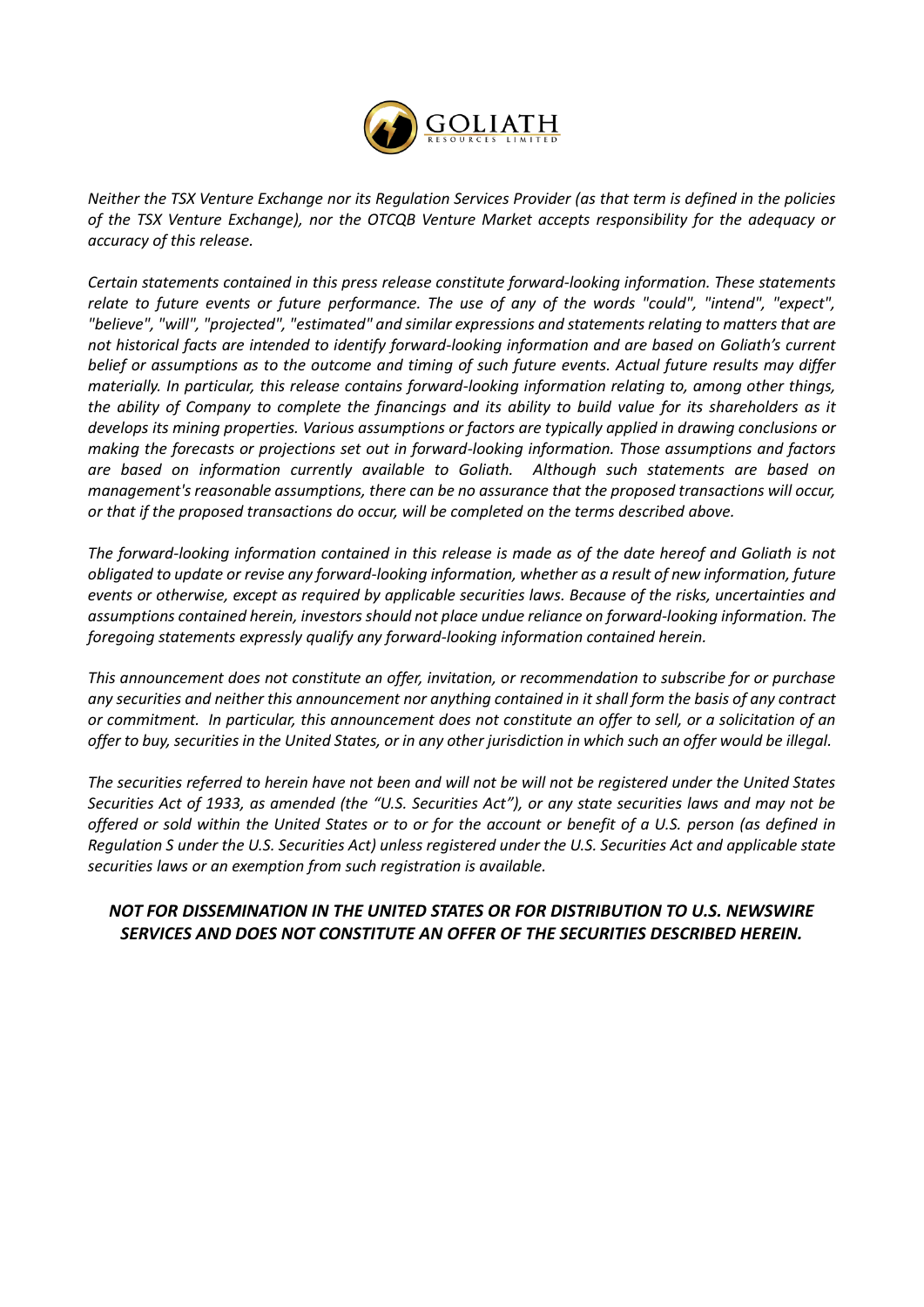*Neither the TSX Venture Exchange nor its Regulation Services Provider (as that term is defined in the policies of the TSX Venture Exchange), nor the OTCQB Venture Market accepts responsibility for the adequacy or accuracy of this release.*

*Certain statements contained in this press release constitute forward-looking information. These statements relate to future events or future performance. The use of any of the words "could", "intend", "expect", "believe", "will", "projected", "estimated" and similar expressions and statements relating to matters that are not historical facts are intended to identify forward-looking information and are based on Goliath's current belief or assumptions as to the outcome and timing of such future events. Actual future results may differ materially. In particular, this release contains forward-looking information relating to, among other things, the ability of Company to complete the financings and its ability to build value for its shareholders as it develops its mining properties. Various assumptions or factors are typically applied in drawing conclusions or making the forecasts or projections set out in forward-looking information. Those assumptions and factors are based on information currently available to Goliath. Although such statements are based on management's reasonable assumptions, there can be no assurance that the proposed transactions will occur, or that if the proposed transactions do occur, will be completed on the terms described above.*

*The forward-looking information contained in this release is made as of the date hereof and Goliath is not obligated to update or revise any forward-looking information, whether as a result of new information, future events or otherwise, except as required by applicable securities laws. Because of the risks, uncertainties and assumptions contained herein, investors should not place undue reliance on forward-looking information. The foregoing statements expressly qualify any forward-looking information contained herein.*

*This announcement does not constitute an offer, invitation, or recommendation to subscribe for or purchase any securities and neither this announcement nor anything contained in it shall form the basis of any contract or commitment. In particular, this announcement does not constitute an offer to sell, or a solicitation of an offer to buy, securities in the United States, or in any other jurisdiction in which such an offer would be illegal.*

*The securities referred to herein have not been and will not be will not be registered under the United States Securities Act of 1933, as amended (the "U.S. Securities Act"), or any state securities laws and may not be offered or sold within the United States or to or for the account or benefit of a U.S. person (as defined in Regulation S under the U.S. Securities Act) unless registered under the U.S. Securities Act and applicable state securities laws or an exemption from such registration is available.*

***NOT FOR DISSEMINATION IN THE UNITED STATES OR FOR DISTRIBUTION TO U.S. NEWSWIRE SERVICES AND DOES NOT CONSTITUTE AN OFFER OF THE SECURITIES DESCRIBED HEREIN.***